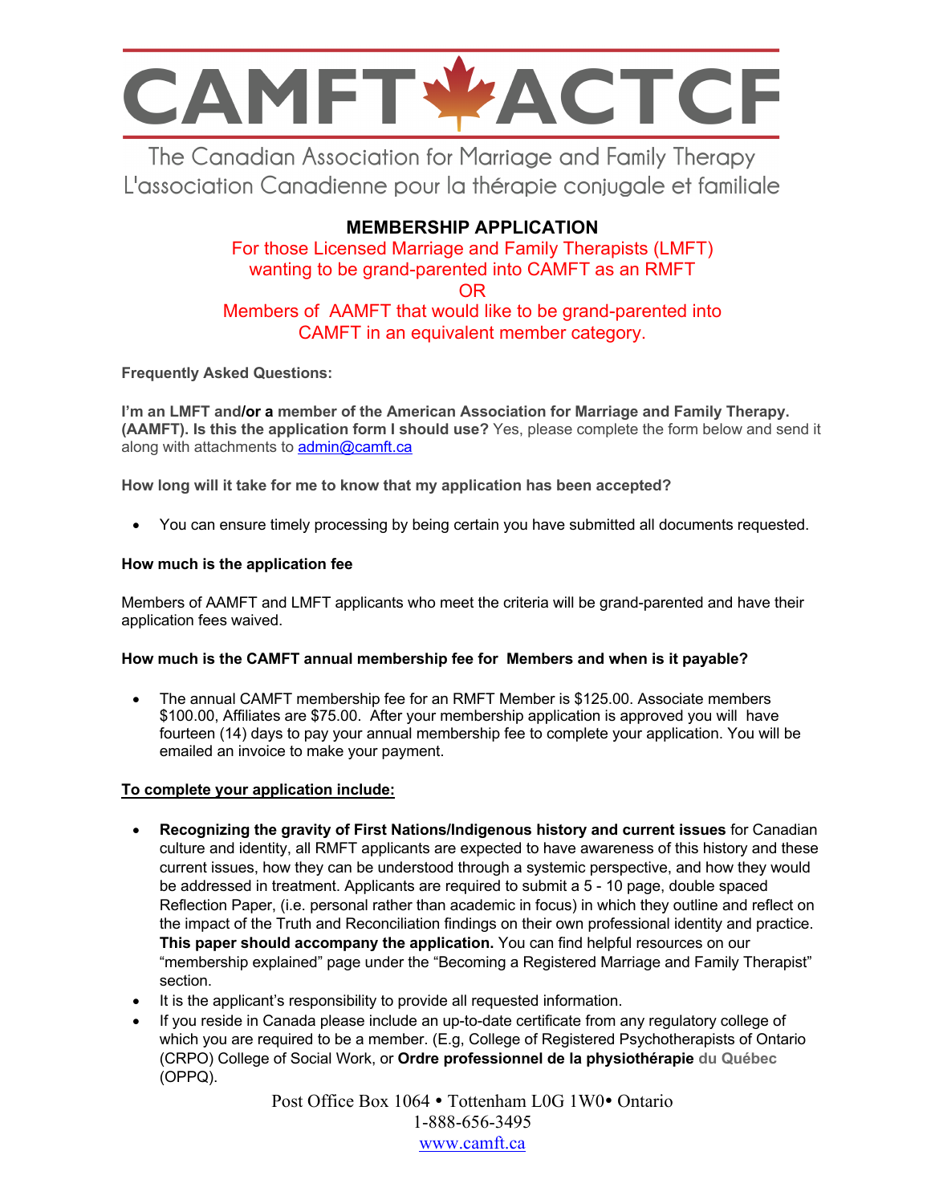# CAMFT ACTCF

The Canadian Association for Marriage and Family Therapy
L'association Canadienne pour la thérapie conjugale et familiale

## MEMBERSHIP APPLICATION

For those Licensed Marriage and Family Therapists (LMFT) wanting to be grand-parented into CAMFT as an RMFT
OR
Members of AAMFT that would like to be grand-parented into CAMFT in an equivalent member category.

**Frequently Asked Questions:**

**I'm an LMFT and/or a member of the American Association for Marriage and Family Therapy. (AAMFT). Is this the application form I should use?** Yes, please complete the form below and send it along with attachments to admin@camft.ca

**How long will it take for me to know that my application has been accepted?**

- You can ensure timely processing by being certain you have submitted all documents requested.

**How much is the application fee**

Members of AAMFT and LMFT applicants who meet the criteria will be grand-parented and have their application fees waived.

**How much is the CAMFT annual membership fee for Members and when is it payable?**

- The annual CAMFT membership fee for an RMFT Member is $125.00. Associate members $100.00, Affiliates are $75.00. After your membership application is approved you will have fourteen (14) days to pay your annual membership fee to complete your application. You will be emailed an invoice to make your payment.

**To complete your application include:**

- **Recognizing the gravity of First Nations/Indigenous history and current issues** for Canadian culture and identity, all RMFT applicants are expected to have awareness of this history and these current issues, how they can be understood through a systemic perspective, and how they would be addressed in treatment. Applicants are required to submit a 5 - 10 page, double spaced Reflection Paper, (i.e. personal rather than academic in focus) in which they outline and reflect on the impact of the Truth and Reconciliation findings on their own professional identity and practice. **This paper should accompany the application.** You can find helpful resources on our "membership explained" page under the "Becoming a Registered Marriage and Family Therapist" section.
- It is the applicant's responsibility to provide all requested information.
- If you reside in Canada please include an up-to-date certificate from any regulatory college of which you are required to be a member. (E.g, College of Registered Psychotherapists of Ontario (CRPO) College of Social Work, or **Ordre professionnel de la physiothérapie** du Québec (OPPQ).

Post Office Box 1064 • Tottenham L0G 1W0• Ontario
1-888-656-3495
www.camft.ca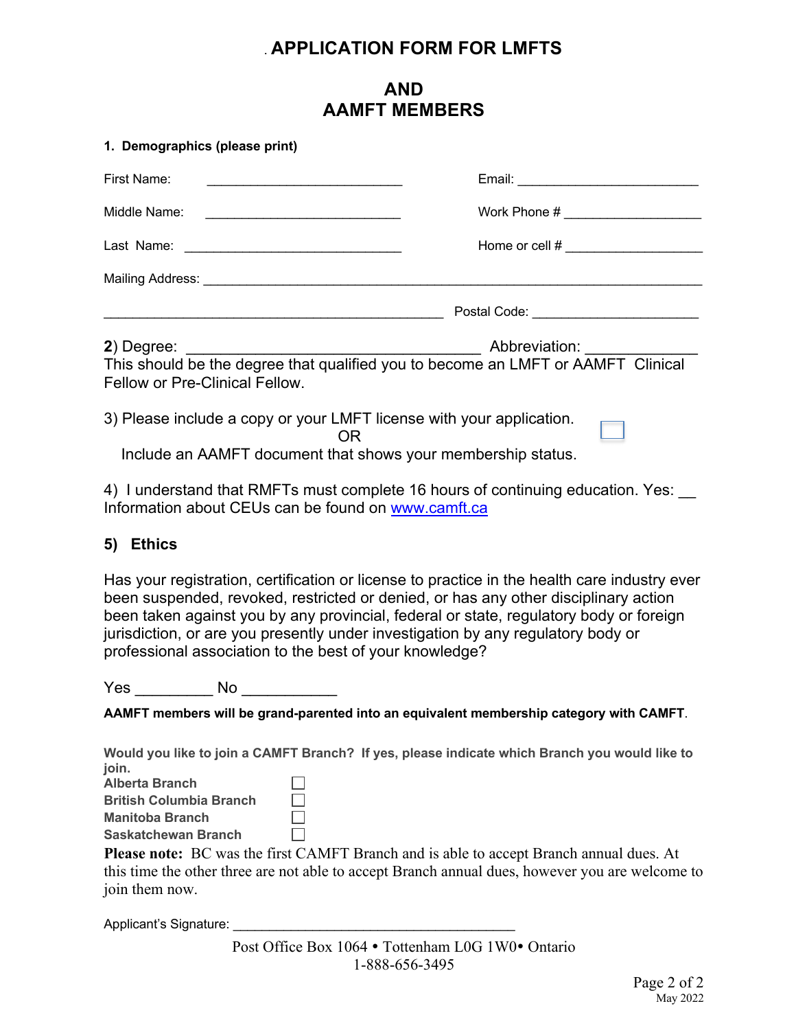# . APPLICATION FORM FOR LMFTS

# AND
# AAMFT MEMBERS

**1. Demographics (please print)**

First Name: ___________________________ Email: _________________________

Middle Name: ___________________________ Work Phone # ___________________

Last Name: ______________________________ Home or cell # ___________________

Mailing Address: ______________________________________________________________________

_______________________________________________ Postal Code: ______________________

**2**) Degree: ____________________________________ Abbreviation: _____________
This should be the degree that qualified you to become an LMFT or AAMFT Clinical Fellow or Pre-Clinical Fellow.

3) Please include a copy or your LMFT license with your application. ☐
OR
Include an AAMFT document that shows your membership status.

4) I understand that RMFTs must complete 16 hours of continuing education. Yes: __
Information about CEUs can be found on www.camft.ca

**5) Ethics**

Has your registration, certification or license to practice in the health care industry ever been suspended, revoked, restricted or denied, or has any other disciplinary action been taken against you by any provincial, federal or state, regulatory body or foreign jurisdiction, or are you presently under investigation by any regulatory body or professional association to the best of your knowledge?

Yes _________ No ___________

**AAMFT members will be grand-parented into an equivalent membership category with CAMFT**.

**Would you like to join a CAMFT Branch? If yes, please indicate which Branch you would like to join.**

- **Alberta Branch** ☐
- **British Columbia Branch** ☐
- **Manitoba Branch** ☐
- **Saskatchewan Branch** ☐

**Please note:** BC was the first CAMFT Branch and is able to accept Branch annual dues. At this time the other three are not able to accept Branch annual dues, however you are welcome to join them now.

Applicant's Signature: ______________________________________

Post Office Box 1064 • Tottenham L0G 1W0• Ontario
1-888-656-3495

May 2022